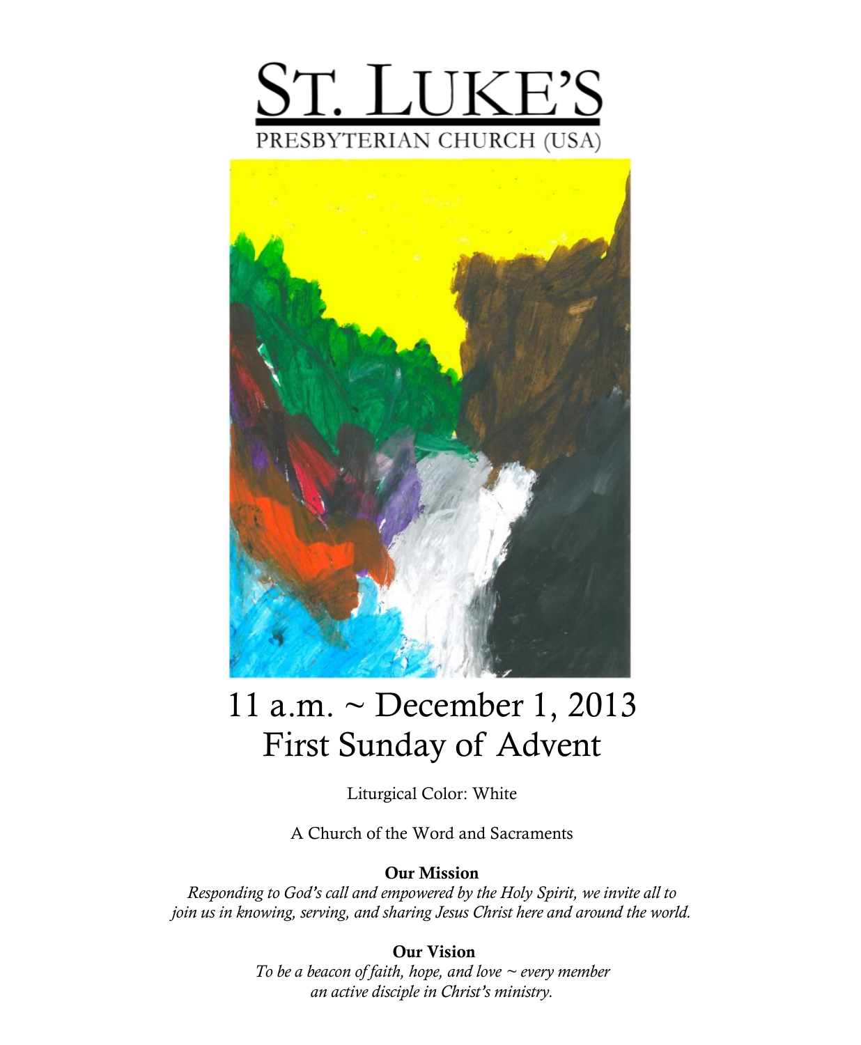# ST. LUKE'S

PRESBYTERIAN CHURCH (USA)

## 11 a.m. ~ December 1, 2013
## First Sunday of Advent

Liturgical Color: White

A Church of the Word and Sacraments

**Our Mission**

*Responding to God's call and empowered by the Holy Spirit, we invite all to join us in knowing, serving, and sharing Jesus Christ here and around the world.*

**Our Vision**

*To be a beacon of faith, hope, and love ~ every member an active disciple in Christ's ministry.*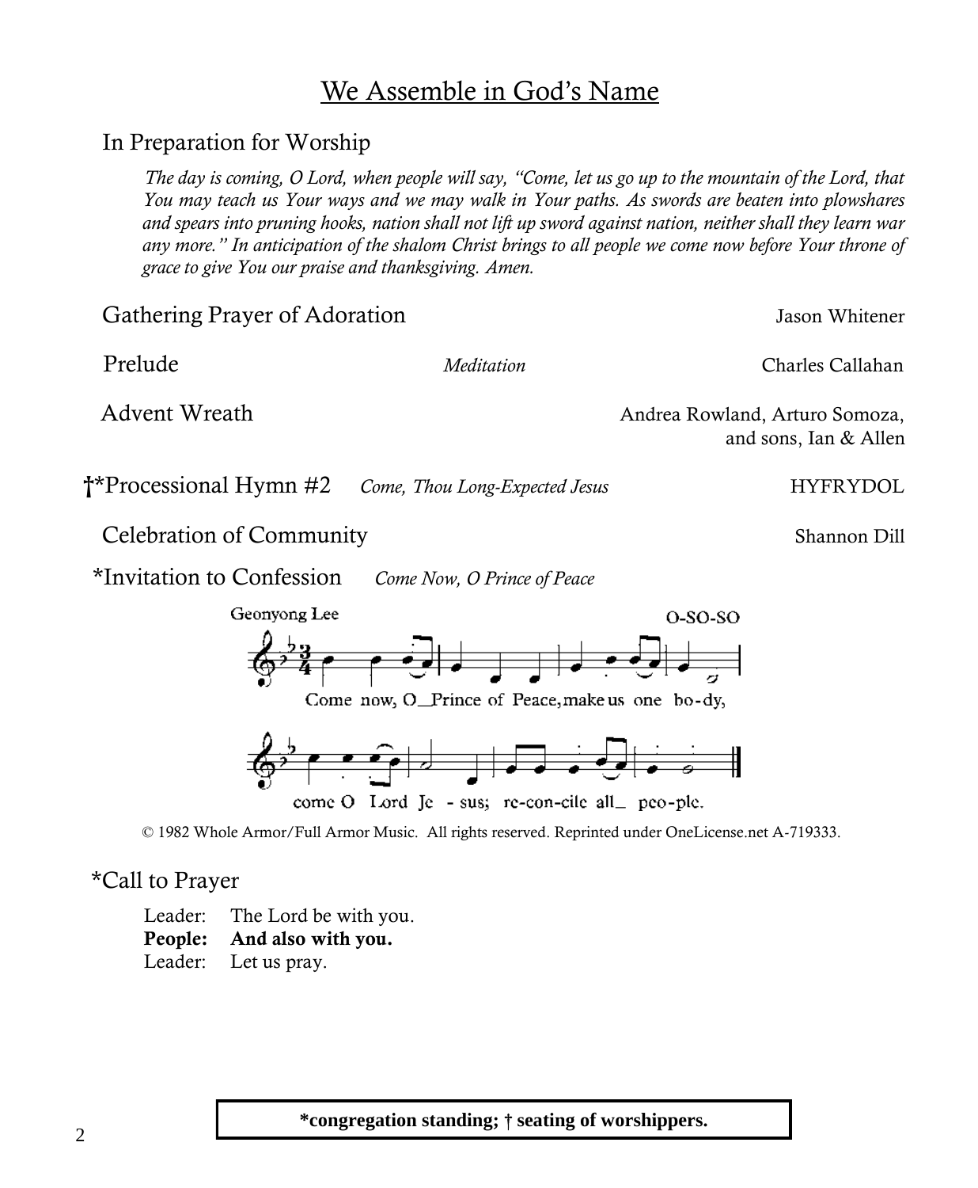# We Assemble in God's Name

In Preparation for Worship

*The day is coming, O Lord, when people will say, "Come, let us go up to the mountain of the Lord, that You may teach us Your ways and we may walk in Your paths. As swords are beaten into plowshares and spears into pruning hooks, nation shall not lift up sword against nation, neither shall they learn war any more." In anticipation of the shalom Christ brings to all people we come now before Your throne of grace to give You our praise and thanksgiving. Amen.*

Gathering Prayer of Adoration — Jason Whitener

Prelude — *Meditation* — Charles Callahan

Advent Wreath — Andrea Rowland, Arturo Somoza, and sons, Ian & Allen

†*Processional Hymn #2 — *Come, Thou Long-Expected Jesus* — HYFRYDOL

Celebration of Community — Shannon Dill

*Invitation to Confession — *Come Now, O Prince of Peace*

Geonyong Lee — O-SO-SO

Come now, O Prince of Peace, make us one bo-dy,
come O Lord Je - sus; re-con-cile all people.

© 1982 Whole Armor/Full Armor Music. All rights reserved. Reprinted under OneLicense.net A-719333.

*Call to Prayer

Leader: The Lord be with you.
**People: And also with you.**
Leader: Let us pray.

**\*congregation standing; † seating of worshippers.**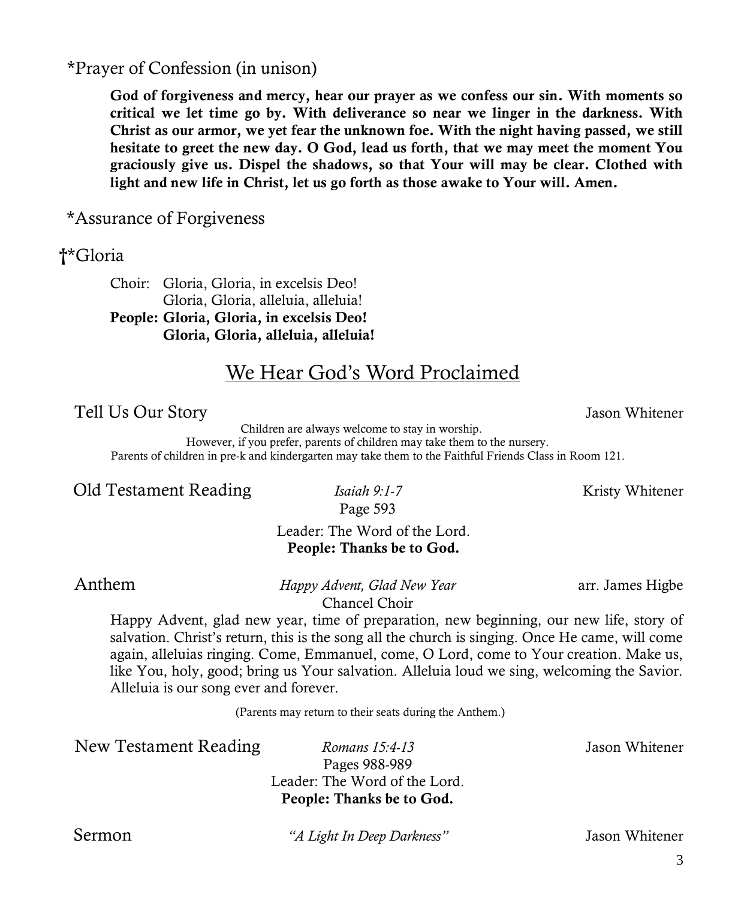*Prayer of Confession (in unison)

> **God of forgiveness and mercy, hear our prayer as we confess our sin. With moments so critical we let time go by. With deliverance so near we linger in the darkness. With Christ as our armor, we yet fear the unknown foe. With the night having passed, we still hesitate to greet the new day. O God, lead us forth, that we may meet the moment You graciously give us. Dispel the shadows, so that Your will may be clear. Clothed with light and new life in Christ, let us go forth as those awake to Your will. Amen.**

*Assurance of Forgiveness

†*Gloria

> Choir: Gloria, Gloria, in excelsis Deo!
> Gloria, Gloria, alleluia, alleluia!
> **People: Gloria, Gloria, in excelsis Deo!**
> **Gloria, Gloria, alleluia, alleluia!**

## We Hear God's Word Proclaimed

Tell Us Our Story — Jason Whitener

Children are always welcome to stay in worship.
However, if you prefer, parents of children may take them to the nursery.
Parents of children in pre-k and kindergarten may take them to the Faithful Friends Class in Room 121.

Old Testament Reading — *Isaiah 9:1-7* — Kristy Whitener
Page 593

Leader: The Word of the Lord.
**People: Thanks be to God.**

Anthem — *Happy Advent, Glad New Year* — arr. James Higbe
Chancel Choir

Happy Advent, glad new year, time of preparation, new beginning, our new life, story of salvation. Christ's return, this is the song all the church is singing. Once He came, will come again, alleluias ringing. Come, Emmanuel, come, O Lord, come to Your creation. Make us, like You, holy, good; bring us Your salvation. Alleluia loud we sing, welcoming the Savior. Alleluia is our song ever and forever.

(Parents may return to their seats during the Anthem.)

New Testament Reading — *Romans 15:4-13* — Jason Whitener
Pages 988-989

Leader: The Word of the Lord.
**People: Thanks be to God.**

Sermon — *"A Light In Deep Darkness"* — Jason Whitener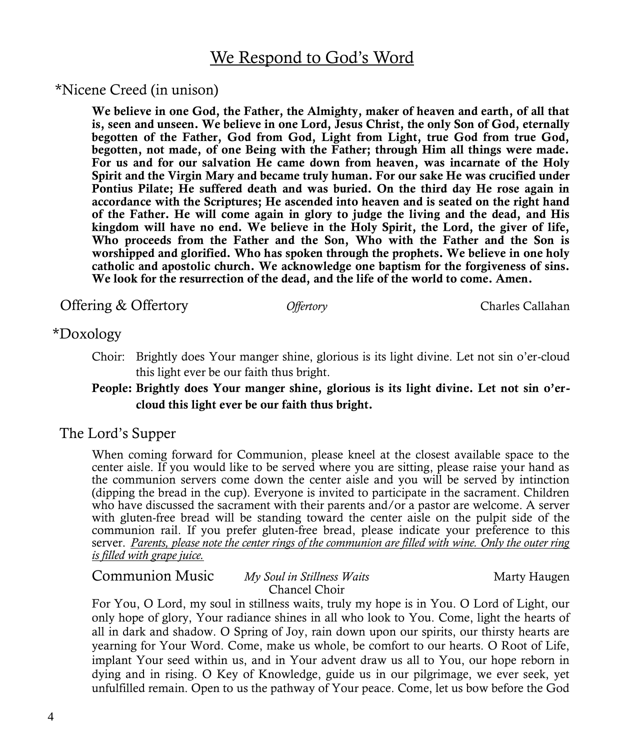## We Respond to God's Word

*Nicene Creed (in unison)

**We believe in one God, the Father, the Almighty, maker of heaven and earth, of all that is, seen and unseen. We believe in one Lord, Jesus Christ, the only Son of God, eternally begotten of the Father, God from God, Light from Light, true God from true God, begotten, not made, of one Being with the Father; through Him all things were made. For us and for our salvation He came down from heaven, was incarnate of the Holy Spirit and the Virgin Mary and became truly human. For our sake He was crucified under Pontius Pilate; He suffered death and was buried. On the third day He rose again in accordance with the Scriptures; He ascended into heaven and is seated on the right hand of the Father. He will come again in glory to judge the living and the dead, and His kingdom will have no end. We believe in the Holy Spirit, the Lord, the giver of life, Who proceeds from the Father and the Son, Who with the Father and the Son is worshipped and glorified. Who has spoken through the prophets. We believe in one holy catholic and apostolic church. We acknowledge one baptism for the forgiveness of sins. We look for the resurrection of the dead, and the life of the world to come. Amen.**

Offering & Offertory — *Offertory* — Charles Callahan

*Doxology

Choir: Brightly does Your manger shine, glorious is its light divine. Let not sin o'er-cloud this light ever be our faith thus bright.

**People: Brightly does Your manger shine, glorious is its light divine. Let not sin o'er-cloud this light ever be our faith thus bright.**

The Lord's Supper

When coming forward for Communion, please kneel at the closest available space to the center aisle. If you would like to be served where you are sitting, please raise your hand as the communion servers come down the center aisle and you will be served by intinction (dipping the bread in the cup). Everyone is invited to participate in the sacrament. Children who have discussed the sacrament with their parents and/or a pastor are welcome. A server with gluten-free bread will be standing toward the center aisle on the pulpit side of the communion rail. If you prefer gluten-free bread, please indicate your preference to this server. *Parents, please note the center rings of the communion are filled with wine. Only the outer ring is filled with grape juice.*

Communion Music — *My Soul in Stillness Waits* — Marty Haugen
Chancel Choir

For You, O Lord, my soul in stillness waits, truly my hope is in You. O Lord of Light, our only hope of glory, Your radiance shines in all who look to You. Come, light the hearts of all in dark and shadow. O Spring of Joy, rain down upon our spirits, our thirsty hearts are yearning for Your Word. Come, make us whole, be comfort to our hearts. O Root of Life, implant Your seed within us, and in Your advent draw us all to You, our hope reborn in dying and in rising. O Key of Knowledge, guide us in our pilgrimage, we ever seek, yet unfulfilled remain. Open to us the pathway of Your peace. Come, let us bow before the God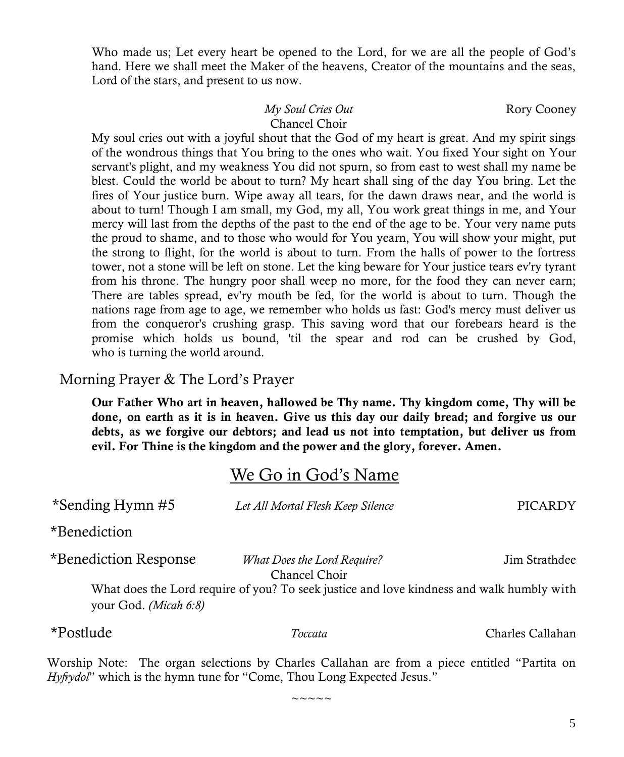Who made us; Let every heart be opened to the Lord, for we are all the people of God's hand. Here we shall meet the Maker of the heavens, Creator of the mountains and the seas, Lord of the stars, and present to us now.

*My Soul Cries Out* — Rory Cooney
Chancel Choir

My soul cries out with a joyful shout that the God of my heart is great. And my spirit sings of the wondrous things that You bring to the ones who wait. You fixed Your sight on Your servant's plight, and my weakness You did not spurn, so from east to west shall my name be blest. Could the world be about to turn? My heart shall sing of the day You bring. Let the fires of Your justice burn. Wipe away all tears, for the dawn draws near, and the world is about to turn! Though I am small, my God, my all, You work great things in me, and Your mercy will last from the depths of the past to the end of the age to be. Your very name puts the proud to shame, and to those who would for You yearn, You will show your might, put the strong to flight, for the world is about to turn. From the halls of power to the fortress tower, not a stone will be left on stone. Let the king beware for Your justice tears ev'ry tyrant from his throne. The hungry poor shall weep no more, for the food they can never earn; There are tables spread, ev'ry mouth be fed, for the world is about to turn. Though the nations rage from age to age, we remember who holds us fast: God's mercy must deliver us from the conqueror's crushing grasp. This saving word that our forebears heard is the promise which holds us bound, 'til the spear and rod can be crushed by God, who is turning the world around.

Morning Prayer & The Lord's Prayer

**Our Father Who art in heaven, hallowed be Thy name. Thy kingdom come, Thy will be done, on earth as it is in heaven. Give us this day our daily bread; and forgive us our debts, as we forgive our debtors; and lead us not into temptation, but deliver us from evil. For Thine is the kingdom and the power and the glory, forever. Amen.**

## We Go in God's Name

*Sending Hymn #5 — *Let All Mortal Flesh Keep Silence* — PICARDY

*Benediction

*Benediction Response — *What Does the Lord Require?* — Jim Strathdee
Chancel Choir

What does the Lord require of you? To seek justice and love kindness and walk humbly with your God. *(Micah 6:8)*

*Postlude — *Toccata* — Charles Callahan

Worship Note: The organ selections by Charles Callahan are from a piece entitled "Partita on *Hyfrydol*" which is the hymn tune for "Come, Thou Long Expected Jesus."

~~~~~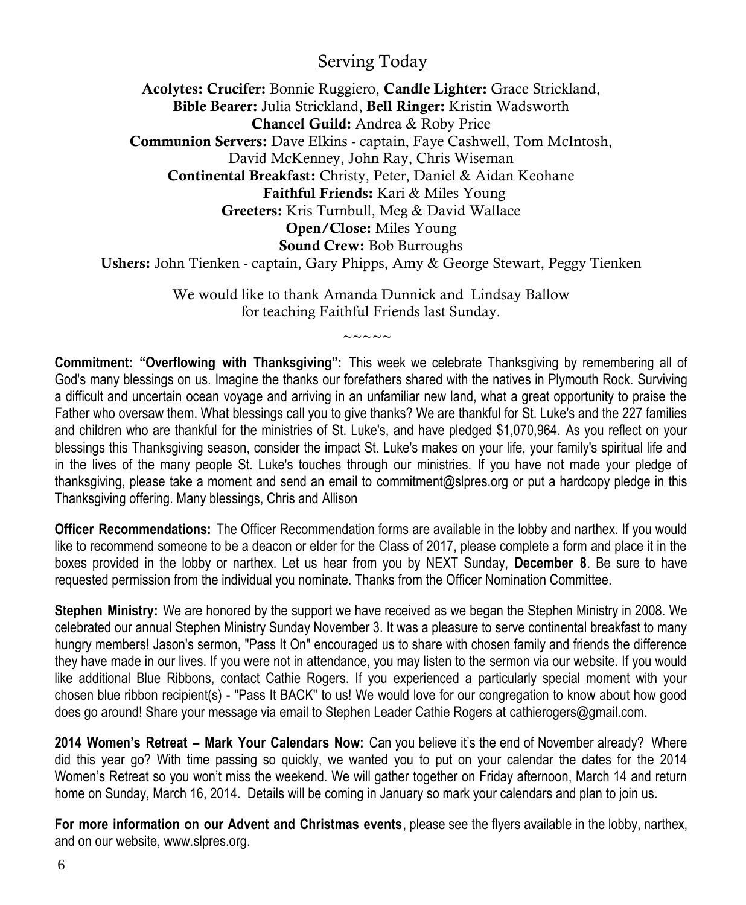## Serving Today

**Acolytes: Crucifer:** Bonnie Ruggiero, **Candle Lighter:** Grace Strickland,
**Bible Bearer:** Julia Strickland, **Bell Ringer:** Kristin Wadsworth
**Chancel Guild:** Andrea & Roby Price
**Communion Servers:** Dave Elkins - captain, Faye Cashwell, Tom McIntosh, David McKenney, John Ray, Chris Wiseman
**Continental Breakfast:** Christy, Peter, Daniel & Aidan Keohane
**Faithful Friends:** Kari & Miles Young
**Greeters:** Kris Turnbull, Meg & David Wallace
**Open/Close:** Miles Young
**Sound Crew:** Bob Burroughs
**Ushers:** John Tienken - captain, Gary Phipps, Amy & George Stewart, Peggy Tienken

We would like to thank Amanda Dunnick and Lindsay Ballow for teaching Faithful Friends last Sunday.

~~~~~

**Commitment: "Overflowing with Thanksgiving":** This week we celebrate Thanksgiving by remembering all of God's many blessings on us. Imagine the thanks our forefathers shared with the natives in Plymouth Rock. Surviving a difficult and uncertain ocean voyage and arriving in an unfamiliar new land, what a great opportunity to praise the Father who oversaw them. What blessings call you to give thanks? We are thankful for St. Luke's and the 227 families and children who are thankful for the ministries of St. Luke's, and have pledged $1,070,964. As you reflect on your blessings this Thanksgiving season, consider the impact St. Luke's makes on your life, your family's spiritual life and in the lives of the many people St. Luke's touches through our ministries. If you have not made your pledge of thanksgiving, please take a moment and send an email to commitment@slpres.org or put a hardcopy pledge in this Thanksgiving offering. Many blessings, Chris and Allison

**Officer Recommendations:** The Officer Recommendation forms are available in the lobby and narthex. If you would like to recommend someone to be a deacon or elder for the Class of 2017, please complete a form and place it in the boxes provided in the lobby or narthex. Let us hear from you by NEXT Sunday, **December 8**. Be sure to have requested permission from the individual you nominate. Thanks from the Officer Nomination Committee.

**Stephen Ministry:** We are honored by the support we have received as we began the Stephen Ministry in 2008. We celebrated our annual Stephen Ministry Sunday November 3. It was a pleasure to serve continental breakfast to many hungry members! Jason's sermon, "Pass It On" encouraged us to share with chosen family and friends the difference they have made in our lives. If you were not in attendance, you may listen to the sermon via our website. If you would like additional Blue Ribbons, contact Cathie Rogers. If you experienced a particularly special moment with your chosen blue ribbon recipient(s) - "Pass It BACK" to us! We would love for our congregation to know about how good does go around! Share your message via email to Stephen Leader Cathie Rogers at cathierogers@gmail.com.

**2014 Women's Retreat – Mark Your Calendars Now:** Can you believe it's the end of November already? Where did this year go? With time passing so quickly, we wanted you to put on your calendar the dates for the 2014 Women's Retreat so you won't miss the weekend. We will gather together on Friday afternoon, March 14 and return home on Sunday, March 16, 2014. Details will be coming in January so mark your calendars and plan to join us.

**For more information on our Advent and Christmas events**, please see the flyers available in the lobby, narthex, and on our website, www.slpres.org.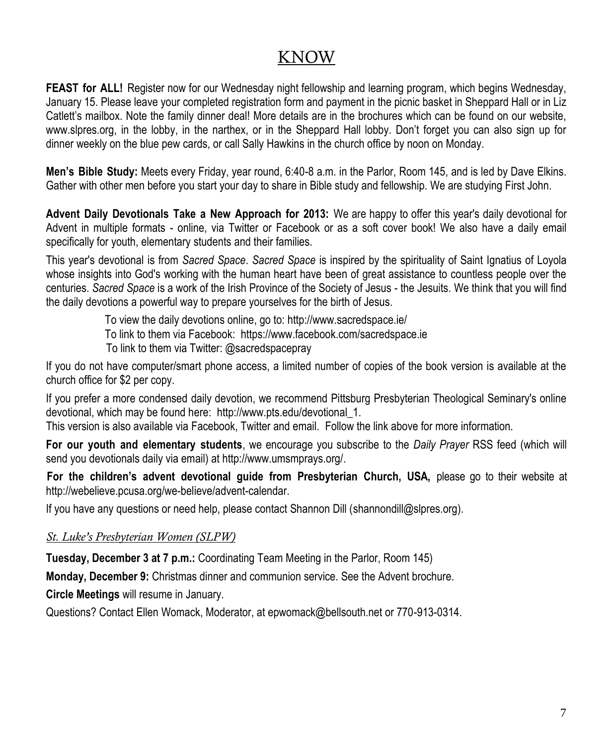# KNOW

**FEAST for ALL!** Register now for our Wednesday night fellowship and learning program, which begins Wednesday, January 15. Please leave your completed registration form and payment in the picnic basket in Sheppard Hall or in Liz Catlett's mailbox. Note the family dinner deal! More details are in the brochures which can be found on our website, www.slpres.org, in the lobby, in the narthex, or in the Sheppard Hall lobby. Don't forget you can also sign up for dinner weekly on the blue pew cards, or call Sally Hawkins in the church office by noon on Monday.

**Men's Bible Study:** Meets every Friday, year round, 6:40-8 a.m. in the Parlor, Room 145, and is led by Dave Elkins. Gather with other men before you start your day to share in Bible study and fellowship. We are studying First John.

**Advent Daily Devotionals Take a New Approach for 2013:** We are happy to offer this year's daily devotional for Advent in multiple formats - online, via Twitter or Facebook or as a soft cover book! We also have a daily email specifically for youth, elementary students and their families.

This year's devotional is from *Sacred Space*. *Sacred Space* is inspired by the spirituality of Saint Ignatius of Loyola whose insights into God's working with the human heart have been of great assistance to countless people over the centuries. *Sacred Space* is a work of the Irish Province of the Society of Jesus - the Jesuits. We think that you will find the daily devotions a powerful way to prepare yourselves for the birth of Jesus.

To view the daily devotions online, go to: http://www.sacredspace.ie/
To link to them via Facebook: https://www.facebook.com/sacredspace.ie
To link to them via Twitter: @sacredspacepray

If you do not have computer/smart phone access, a limited number of copies of the book version is available at the church office for $2 per copy.

If you prefer a more condensed daily devotion, we recommend Pittsburg Presbyterian Theological Seminary's online devotional, which may be found here: http://www.pts.edu/devotional_1.
This version is also available via Facebook, Twitter and email. Follow the link above for more information.

**For our youth and elementary students**, we encourage you subscribe to the *Daily Prayer* RSS feed (which will send you devotionals daily via email) at http://www.umsmprays.org/.

**For the children's advent devotional guide from Presbyterian Church, USA,** please go to their website at http://webelieve.pcusa.org/we-believe/advent-calendar.

If you have any questions or need help, please contact Shannon Dill (shannondill@slpres.org).

*St. Luke's Presbyterian Women (SLPW)*

**Tuesday, December 3 at 7 p.m.:** Coordinating Team Meeting in the Parlor, Room 145)

**Monday, December 9:** Christmas dinner and communion service. See the Advent brochure.

**Circle Meetings** will resume in January.

Questions? Contact Ellen Womack, Moderator, at epwomack@bellsouth.net or 770-913-0314.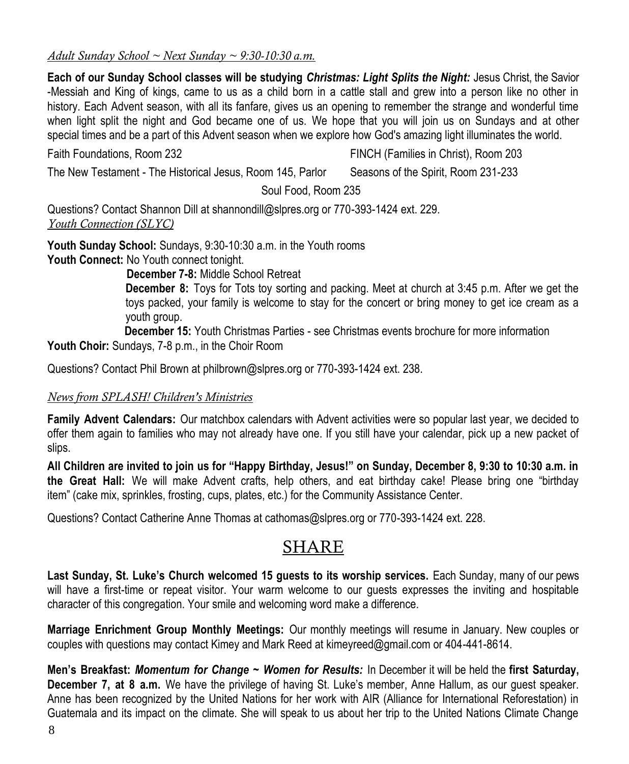*Adult Sunday School ~ Next Sunday ~ 9:30-10:30 a.m.*

**Each of our Sunday School classes will be studying *Christmas: Light Splits the Night:*** Jesus Christ, the Savior -Messiah and King of kings, came to us as a child born in a cattle stall and grew into a person like no other in history. Each Advent season, with all its fanfare, gives us an opening to remember the strange and wonderful time when light split the night and God became one of us. We hope that you will join us on Sundays and at other special times and be a part of this Advent season when we explore how God's amazing light illuminates the world.

Faith Foundations, Room 232

FINCH (Families in Christ), Room 203

The New Testament - The Historical Jesus, Room 145, Parlor

Seasons of the Spirit, Room 231-233

Soul Food, Room 235

Questions? Contact Shannon Dill at shannondill@slpres.org or 770-393-1424 ext. 229.

*Youth Connection (SLYC)*

**Youth Sunday School:** Sundays, 9:30-10:30 a.m. in the Youth rooms

**Youth Connect:** No Youth connect tonight.

**December 7-8:** Middle School Retreat

**December 8:** Toys for Tots toy sorting and packing. Meet at church at 3:45 p.m. After we get the toys packed, your family is welcome to stay for the concert or bring money to get ice cream as a youth group.

**December 15:** Youth Christmas Parties - see Christmas events brochure for more information

**Youth Choir:** Sundays, 7-8 p.m., in the Choir Room

Questions? Contact Phil Brown at philbrown@slpres.org or 770-393-1424 ext. 238.

*News from SPLASH! Children's Ministries*

**Family Advent Calendars:** Our matchbox calendars with Advent activities were so popular last year, we decided to offer them again to families who may not already have one. If you still have your calendar, pick up a new packet of slips.

**All Children are invited to join us for "Happy Birthday, Jesus!" on Sunday, December 8, 9:30 to 10:30 a.m. in the Great Hall:** We will make Advent crafts, help others, and eat birthday cake! Please bring one "birthday item" (cake mix, sprinkles, frosting, cups, plates, etc.) for the Community Assistance Center.

Questions? Contact Catherine Anne Thomas at cathomas@slpres.org or 770-393-1424 ext. 228.

# SHARE

**Last Sunday, St. Luke's Church welcomed 15 guests to its worship services.** Each Sunday, many of our pews will have a first-time or repeat visitor. Your warm welcome to our guests expresses the inviting and hospitable character of this congregation. Your smile and welcoming word make a difference.

**Marriage Enrichment Group Monthly Meetings:** Our monthly meetings will resume in January. New couples or couples with questions may contact Kimey and Mark Reed at kimeyreed@gmail.com or 404-441-8614.

**Men's Breakfast: *Momentum for Change ~ Women for Results:*** In December it will be held the **first Saturday, December 7, at 8 a.m.** We have the privilege of having St. Luke's member, Anne Hallum, as our guest speaker. Anne has been recognized by the United Nations for her work with AIR (Alliance for International Reforestation) in Guatemala and its impact on the climate. She will speak to us about her trip to the United Nations Climate Change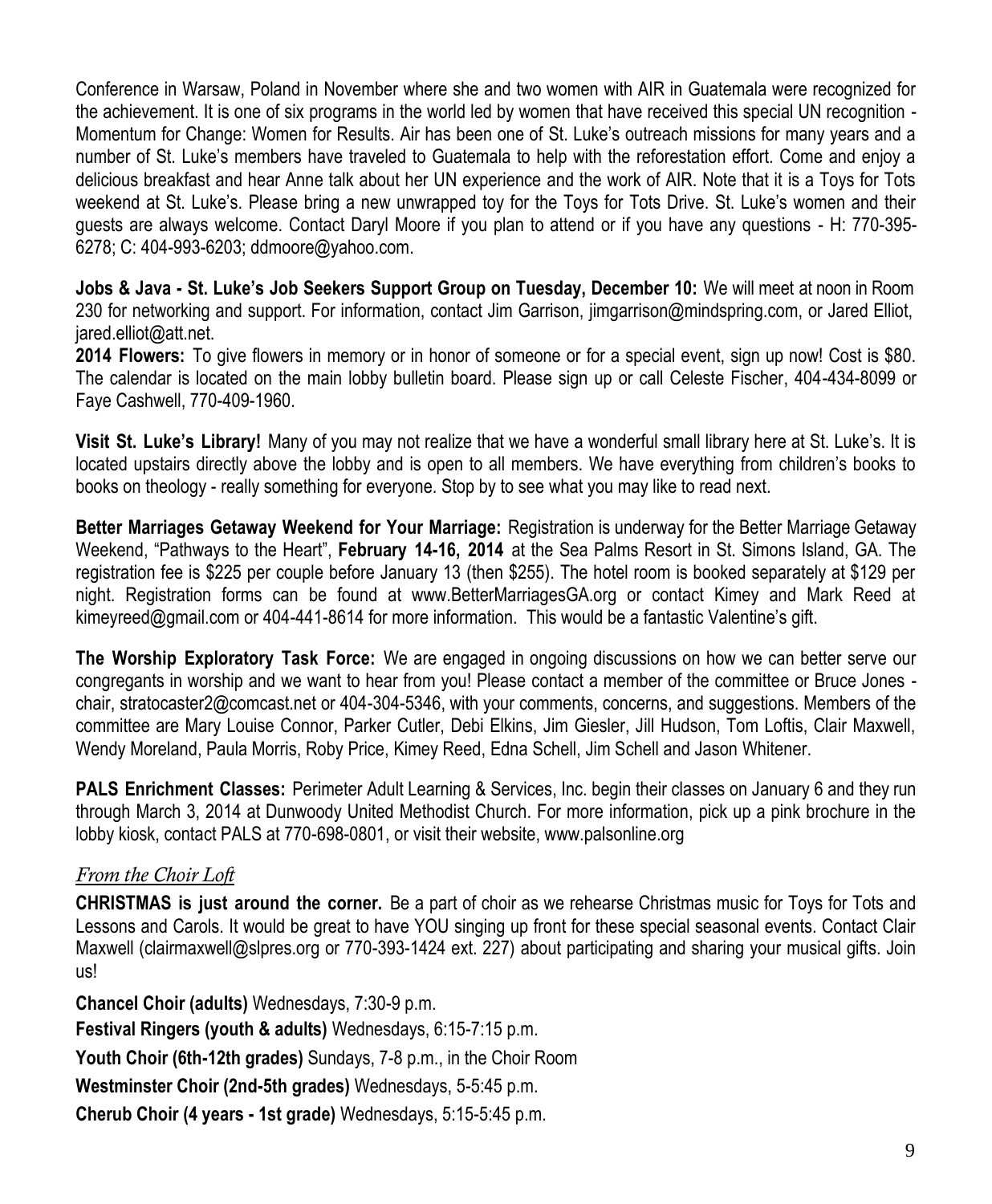Conference in Warsaw, Poland in November where she and two women with AIR in Guatemala were recognized for the achievement. It is one of six programs in the world led by women that have received this special UN recognition - Momentum for Change: Women for Results. Air has been one of St. Luke's outreach missions for many years and a number of St. Luke's members have traveled to Guatemala to help with the reforestation effort. Come and enjoy a delicious breakfast and hear Anne talk about her UN experience and the work of AIR. Note that it is a Toys for Tots weekend at St. Luke's. Please bring a new unwrapped toy for the Toys for Tots Drive. St. Luke's women and their guests are always welcome. Contact Daryl Moore if you plan to attend or if you have any questions - H: 770-395-6278; C: 404-993-6203; ddmoore@yahoo.com.

**Jobs & Java - St. Luke's Job Seekers Support Group on Tuesday, December 10:** We will meet at noon in Room 230 for networking and support. For information, contact Jim Garrison, jimgarrison@mindspring.com, or Jared Elliot, jared.elliot@att.net.

**2014 Flowers:** To give flowers in memory or in honor of someone or for a special event, sign up now! Cost is $80. The calendar is located on the main lobby bulletin board. Please sign up or call Celeste Fischer, 404-434-8099 or Faye Cashwell, 770-409-1960.

**Visit St. Luke's Library!** Many of you may not realize that we have a wonderful small library here at St. Luke's. It is located upstairs directly above the lobby and is open to all members. We have everything from children's books to books on theology - really something for everyone. Stop by to see what you may like to read next.

**Better Marriages Getaway Weekend for Your Marriage:** Registration is underway for the Better Marriage Getaway Weekend, "Pathways to the Heart", **February 14-16, 2014** at the Sea Palms Resort in St. Simons Island, GA. The registration fee is $225 per couple before January 13 (then $255). The hotel room is booked separately at $129 per night. Registration forms can be found at www.BetterMarriagesGA.org or contact Kimey and Mark Reed at kimeyreed@gmail.com or 404-441-8614 for more information. This would be a fantastic Valentine's gift.

**The Worship Exploratory Task Force:** We are engaged in ongoing discussions on how we can better serve our congregants in worship and we want to hear from you! Please contact a member of the committee or Bruce Jones - chair, stratocaster2@comcast.net or 404-304-5346, with your comments, concerns, and suggestions. Members of the committee are Mary Louise Connor, Parker Cutler, Debi Elkins, Jim Giesler, Jill Hudson, Tom Loftis, Clair Maxwell, Wendy Moreland, Paula Morris, Roby Price, Kimey Reed, Edna Schell, Jim Schell and Jason Whitener.

**PALS Enrichment Classes:** Perimeter Adult Learning & Services, Inc. begin their classes on January 6 and they run through March 3, 2014 at Dunwoody United Methodist Church. For more information, pick up a pink brochure in the lobby kiosk, contact PALS at 770-698-0801, or visit their website, www.palsonline.org

## *From the Choir Loft*

**CHRISTMAS is just around the corner.** Be a part of choir as we rehearse Christmas music for Toys for Tots and Lessons and Carols. It would be great to have YOU singing up front for these special seasonal events. Contact Clair Maxwell (clairmaxwell@slpres.org or 770-393-1424 ext. 227) about participating and sharing your musical gifts. Join us!

**Chancel Choir (adults)** Wednesdays, 7:30-9 p.m.

**Festival Ringers (youth & adults)** Wednesdays, 6:15-7:15 p.m.

**Youth Choir (6th-12th grades)** Sundays, 7-8 p.m., in the Choir Room

**Westminster Choir (2nd-5th grades)** Wednesdays, 5-5:45 p.m.

**Cherub Choir (4 years - 1st grade)** Wednesdays, 5:15-5:45 p.m.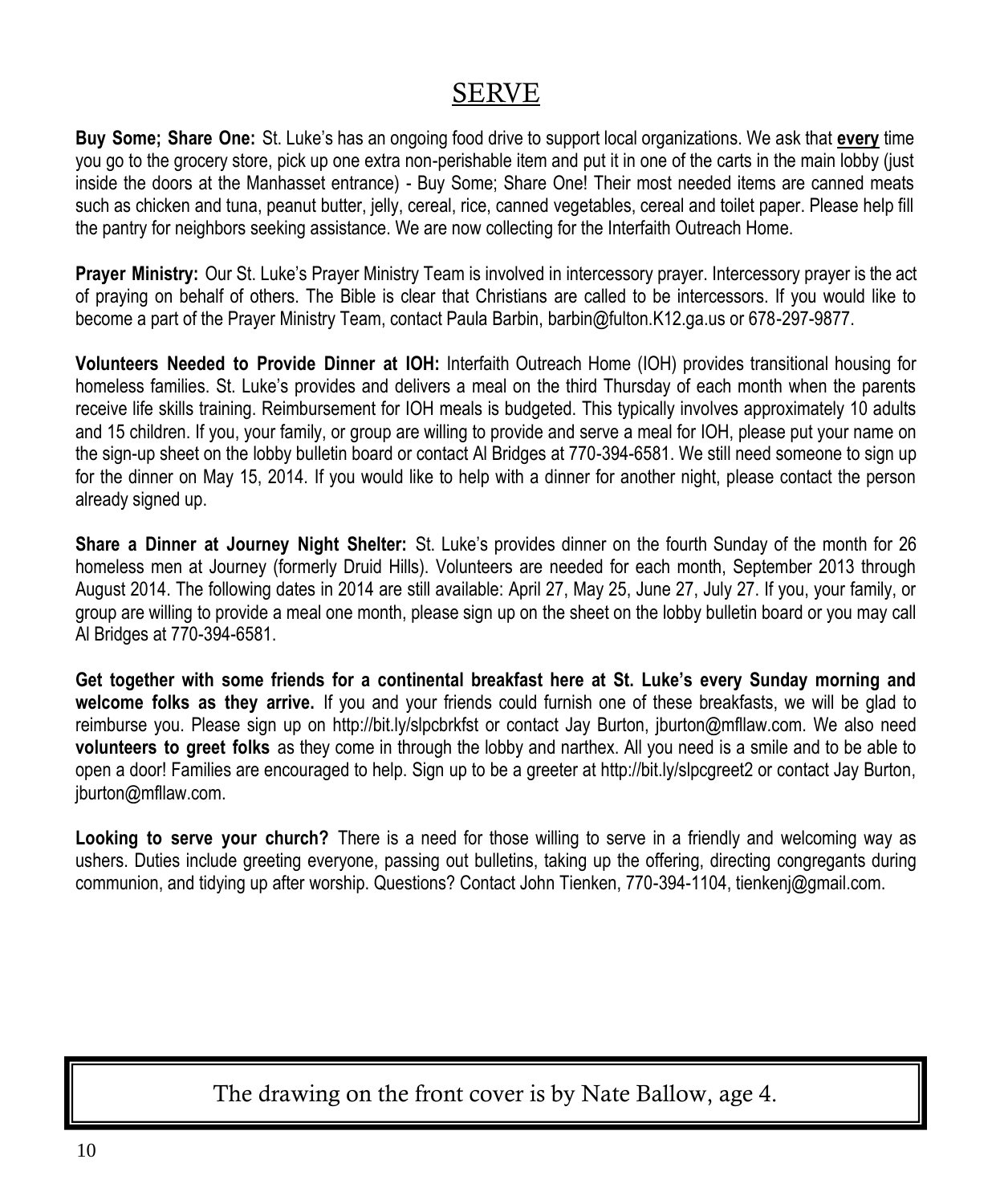# SERVE

**Buy Some; Share One:** St. Luke's has an ongoing food drive to support local organizations. We ask that **every** time you go to the grocery store, pick up one extra non-perishable item and put it in one of the carts in the main lobby (just inside the doors at the Manhasset entrance) - Buy Some; Share One! Their most needed items are canned meats such as chicken and tuna, peanut butter, jelly, cereal, rice, canned vegetables, cereal and toilet paper. Please help fill the pantry for neighbors seeking assistance. We are now collecting for the Interfaith Outreach Home.

**Prayer Ministry:** Our St. Luke's Prayer Ministry Team is involved in intercessory prayer. Intercessory prayer is the act of praying on behalf of others. The Bible is clear that Christians are called to be intercessors. If you would like to become a part of the Prayer Ministry Team, contact Paula Barbin, barbin@fulton.K12.ga.us or 678-297-9877.

**Volunteers Needed to Provide Dinner at IOH:** Interfaith Outreach Home (IOH) provides transitional housing for homeless families. St. Luke's provides and delivers a meal on the third Thursday of each month when the parents receive life skills training. Reimbursement for IOH meals is budgeted. This typically involves approximately 10 adults and 15 children. If you, your family, or group are willing to provide and serve a meal for IOH, please put your name on the sign-up sheet on the lobby bulletin board or contact Al Bridges at 770-394-6581. We still need someone to sign up for the dinner on May 15, 2014. If you would like to help with a dinner for another night, please contact the person already signed up.

**Share a Dinner at Journey Night Shelter:** St. Luke's provides dinner on the fourth Sunday of the month for 26 homeless men at Journey (formerly Druid Hills). Volunteers are needed for each month, September 2013 through August 2014. The following dates in 2014 are still available: April 27, May 25, June 27, July 27. If you, your family, or group are willing to provide a meal one month, please sign up on the sheet on the lobby bulletin board or you may call Al Bridges at 770-394-6581.

**Get together with some friends for a continental breakfast here at St. Luke's every Sunday morning and welcome folks as they arrive.** If you and your friends could furnish one of these breakfasts, we will be glad to reimburse you. Please sign up on http://bit.ly/slpcbrkfst or contact Jay Burton, jburton@mfllaw.com. We also need **volunteers to greet folks** as they come in through the lobby and narthex. All you need is a smile and to be able to open a door! Families are encouraged to help. Sign up to be a greeter at http://bit.ly/slpcgreet2 or contact Jay Burton, jburton@mfllaw.com.

**Looking to serve your church?** There is a need for those willing to serve in a friendly and welcoming way as ushers. Duties include greeting everyone, passing out bulletins, taking up the offering, directing congregants during communion, and tidying up after worship. Questions? Contact John Tienken, 770-394-1104, tienkenj@gmail.com.

The drawing on the front cover is by Nate Ballow, age 4.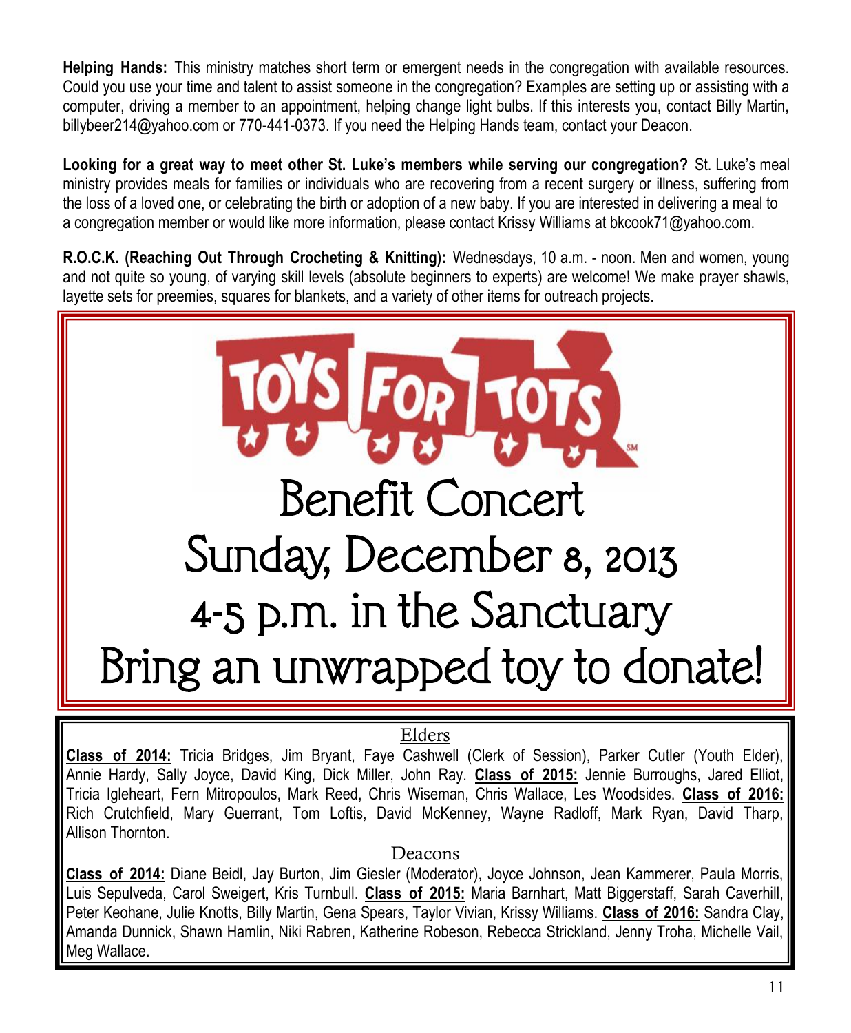**Helping Hands:** This ministry matches short term or emergent needs in the congregation with available resources. Could you use your time and talent to assist someone in the congregation? Examples are setting up or assisting with a computer, driving a member to an appointment, helping change light bulbs. If this interests you, contact Billy Martin, billybeer214@yahoo.com or 770-441-0373. If you need the Helping Hands team, contact your Deacon.

**Looking for a great way to meet other St. Luke's members while serving our congregation?** St. Luke's meal ministry provides meals for families or individuals who are recovering from a recent surgery or illness, suffering from the loss of a loved one, or celebrating the birth or adoption of a new baby. If you are interested in delivering a meal to a congregation member or would like more information, please contact Krissy Williams at bkcook71@yahoo.com.

**R.O.C.K. (Reaching Out Through Crocheting & Knitting):** Wednesdays, 10 a.m. - noon. Men and women, young and not quite so young, of varying skill levels (absolute beginners to experts) are welcome! We make prayer shawls, layette sets for preemies, squares for blankets, and a variety of other items for outreach projects.

# TOYS FOR TOTS

## Benefit Concert
## Sunday, December 8, 2013
## 4-5 p.m. in the Sanctuary
## Bring an unwrapped toy to donate!

### Elders

**Class of 2014:** Tricia Bridges, Jim Bryant, Faye Cashwell (Clerk of Session), Parker Cutler (Youth Elder), Annie Hardy, Sally Joyce, David King, Dick Miller, John Ray. **Class of 2015:** Jennie Burroughs, Jared Elliot, Tricia Igleheart, Fern Mitropoulos, Mark Reed, Chris Wiseman, Chris Wallace, Les Woodsides. **Class of 2016:** Rich Crutchfield, Mary Guerrant, Tom Loftis, David McKenney, Wayne Radloff, Mark Ryan, David Tharp, Allison Thornton.

### Deacons

**Class of 2014:** Diane Beidl, Jay Burton, Jim Giesler (Moderator), Joyce Johnson, Jean Kammerer, Paula Morris, Luis Sepulveda, Carol Sweigert, Kris Turnbull. **Class of 2015:** Maria Barnhart, Matt Biggerstaff, Sarah Caverhill, Peter Keohane, Julie Knotts, Billy Martin, Gena Spears, Taylor Vivian, Krissy Williams. **Class of 2016:** Sandra Clay, Amanda Dunnick, Shawn Hamlin, Niki Rabren, Katherine Robeson, Rebecca Strickland, Jenny Troha, Michelle Vail, Meg Wallace.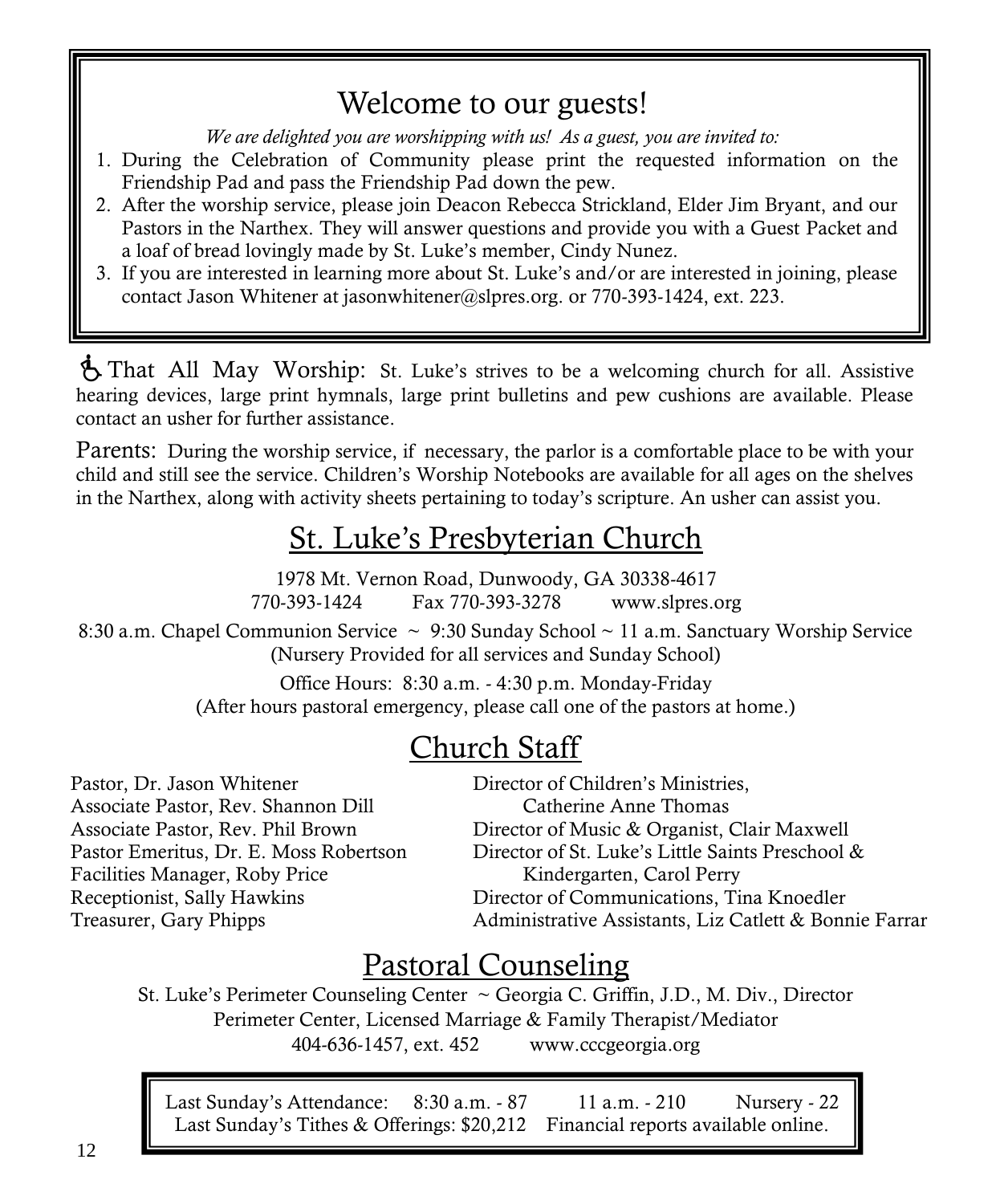## Welcome to our guests!

*We are delighted you are worshipping with us! As a guest, you are invited to:*

1. During the Celebration of Community please print the requested information on the Friendship Pad and pass the Friendship Pad down the pew.
2. After the worship service, please join Deacon Rebecca Strickland, Elder Jim Bryant, and our Pastors in the Narthex. They will answer questions and provide you with a Guest Packet and a loaf of bread lovingly made by St. Luke's member, Cindy Nunez.
3. If you are interested in learning more about St. Luke's and/or are interested in joining, please contact Jason Whitener at jasonwhitener@slpres.org. or 770-393-1424, ext. 223.

♿ That All May Worship: St. Luke's strives to be a welcoming church for all. Assistive hearing devices, large print hymnals, large print bulletins and pew cushions are available. Please contact an usher for further assistance.

Parents: During the worship service, if necessary, the parlor is a comfortable place to be with your child and still see the service. Children's Worship Notebooks are available for all ages on the shelves in the Narthex, along with activity sheets pertaining to today's scripture. An usher can assist you.

## St. Luke's Presbyterian Church

1978 Mt. Vernon Road, Dunwoody, GA 30338-4617
770-393-1424 Fax 770-393-3278 www.slpres.org

8:30 a.m. Chapel Communion Service ~ 9:30 Sunday School ~ 11 a.m. Sanctuary Worship Service
(Nursery Provided for all services and Sunday School)

Office Hours: 8:30 a.m. - 4:30 p.m. Monday-Friday
(After hours pastoral emergency, please call one of the pastors at home.)

## Church Staff

Pastor, Dr. Jason Whitener
Associate Pastor, Rev. Shannon Dill
Associate Pastor, Rev. Phil Brown
Pastor Emeritus, Dr. E. Moss Robertson
Facilities Manager, Roby Price
Receptionist, Sally Hawkins
Treasurer, Gary Phipps

Director of Children's Ministries, Catherine Anne Thomas
Director of Music & Organist, Clair Maxwell
Director of St. Luke's Little Saints Preschool & Kindergarten, Carol Perry
Director of Communications, Tina Knoedler
Administrative Assistants, Liz Catlett & Bonnie Farrar

## Pastoral Counseling

St. Luke's Perimeter Counseling Center ~ Georgia C. Griffin, J.D., M. Div., Director
Perimeter Center, Licensed Marriage & Family Therapist/Mediator
404-636-1457, ext. 452 www.cccgeorgia.org

Last Sunday's Attendance: 8:30 a.m. - 87 11 a.m. - 210 Nursery - 22
Last Sunday's Tithes & Offerings: $20,212 Financial reports available online.